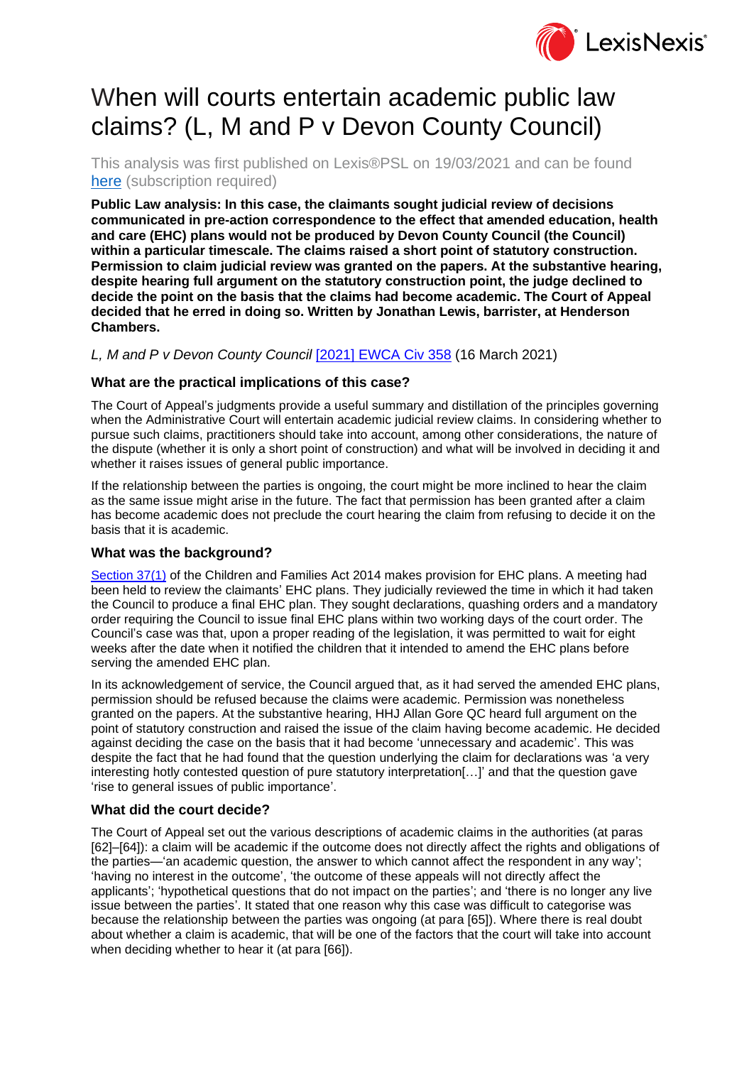# When will courts entertain academic public law claims? (L, M and P v Devon County Council)

This analysis was first published on Lexis®PSL on 19/03/2021 and can be found here (subscription required)

**Public Law analysis: In this case, the claimants sought judicial review of decisions communicated in pre-action correspondence to the effect that amended education, health and care (EHC) plans would not be produced by Devon County Council (the Council) within a particular timescale. The claims raised a short point of statutory construction. Permission to claim judicial review was granted on the papers. At the substantive hearing, despite hearing full argument on the statutory construction point, the judge declined to decide the point on the basis that the claims had become academic. The Court of Appeal decided that he erred in doing so. Written by Jonathan Lewis, barrister, at Henderson Chambers.**

*L, M and P v Devon County Council* [2021] EWCA Civ 358 (16 March 2021)

### What are the practical implications of this case?

The Court of Appeal's judgments provide a useful summary and distillation of the principles governing when the Administrative Court will entertain academic judicial review claims. In considering whether to pursue such claims, practitioners should take into account, among other considerations, the nature of the dispute (whether it is only a short point of construction) and what will be involved in deciding it and whether it raises issues of general public importance.

If the relationship between the parties is ongoing, the court might be more inclined to hear the claim as the same issue might arise in the future. The fact that permission has been granted after a claim has become academic does not preclude the court hearing the claim from refusing to decide it on the basis that it is academic.

### What was the background?

Section 37(1) of the Children and Families Act 2014 makes provision for EHC plans. A meeting had been held to review the claimants' EHC plans. They judicially reviewed the time in which it had taken the Council to produce a final EHC plan. They sought declarations, quashing orders and a mandatory order requiring the Council to issue final EHC plans within two working days of the court order. The Council's case was that, upon a proper reading of the legislation, it was permitted to wait for eight weeks after the date when it notified the children that it intended to amend the EHC plans before serving the amended EHC plan.

In its acknowledgement of service, the Council argued that, as it had served the amended EHC plans, permission should be refused because the claims were academic. Permission was nonetheless granted on the papers. At the substantive hearing, HHJ Allan Gore QC heard full argument on the point of statutory construction and raised the issue of the claim having become academic. He decided against deciding the case on the basis that it had become 'unnecessary and academic'. This was despite the fact that he had found that the question underlying the claim for declarations was 'a very interesting hotly contested question of pure statutory interpretation[…]' and that the question gave 'rise to general issues of public importance'.

### What did the court decide?

The Court of Appeal set out the various descriptions of academic claims in the authorities (at paras [62]–[64]): a claim will be academic if the outcome does not directly affect the rights and obligations of the parties—'an academic question, the answer to which cannot affect the respondent in any way'; 'having no interest in the outcome', 'the outcome of these appeals will not directly affect the applicants'; 'hypothetical questions that do not impact on the parties'; and 'there is no longer any live issue between the parties'. It stated that one reason why this case was difficult to categorise was because the relationship between the parties was ongoing (at para [65]). Where there is real doubt about whether a claim is academic, that will be one of the factors that the court will take into account when deciding whether to hear it (at para [66]).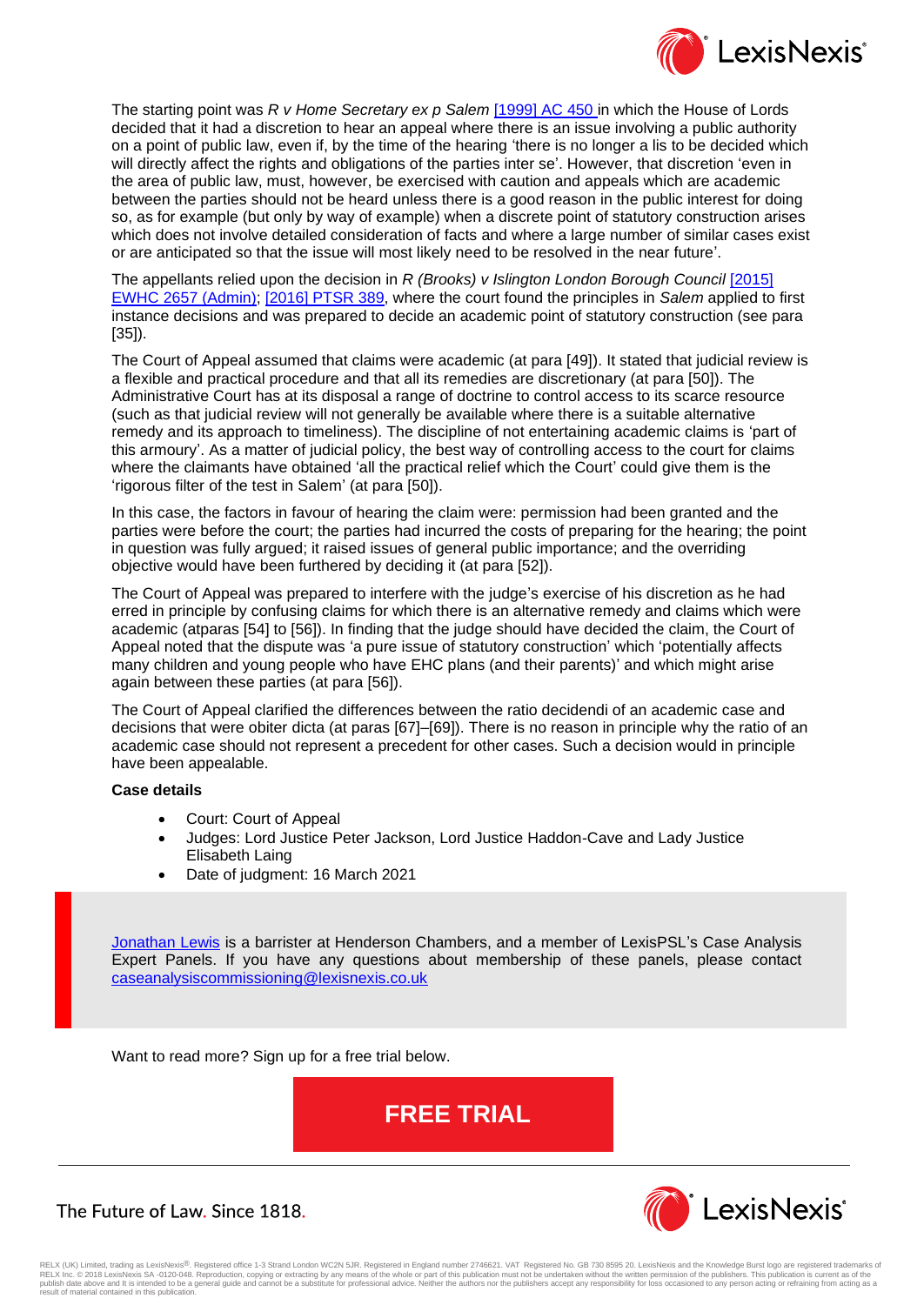The starting point was *R v Home Secretary ex p Salem* [1999] AC 450 in which the House of Lords decided that it had a discretion to hear an appeal where there is an issue involving a public authority on a point of public law, even if, by the time of the hearing 'there is no longer a lis to be decided which will directly affect the rights and obligations of the parties inter se'. However, that discretion 'even in the area of public law, must, however, be exercised with caution and appeals which are academic between the parties should not be heard unless there is a good reason in the public interest for doing so, as for example (but only by way of example) when a discrete point of statutory construction arises which does not involve detailed consideration of facts and where a large number of similar cases exist or are anticipated so that the issue will most likely need to be resolved in the near future'.

The appellants relied upon the decision in *R (Brooks) v Islington London Borough Council* [2015] EWHC 2657 (Admin); [2016] PTSR 389, where the court found the principles in *Salem* applied to first instance decisions and was prepared to decide an academic point of statutory construction (see para [35]).

The Court of Appeal assumed that claims were academic (at para [49]). It stated that judicial review is a flexible and practical procedure and that all its remedies are discretionary (at para [50]). The Administrative Court has at its disposal a range of doctrine to control access to its scarce resource (such as that judicial review will not generally be available where there is a suitable alternative remedy and its approach to timeliness). The discipline of not entertaining academic claims is 'part of this armoury'. As a matter of judicial policy, the best way of controlling access to the court for claims where the claimants have obtained 'all the practical relief which the Court' could give them is the 'rigorous filter of the test in Salem' (at para [50]).

In this case, the factors in favour of hearing the claim were: permission had been granted and the parties were before the court; the parties had incurred the costs of preparing for the hearing; the point in question was fully argued; it raised issues of general public importance; and the overriding objective would have been furthered by deciding it (at para [52]).

The Court of Appeal was prepared to interfere with the judge's exercise of his discretion as he had erred in principle by confusing claims for which there is an alternative remedy and claims which were academic (atparas [54] to [56]). In finding that the judge should have decided the claim, the Court of Appeal noted that the dispute was 'a pure issue of statutory construction' which 'potentially affects many children and young people who have EHC plans (and their parents)' and which might arise again between these parties (at para [56]).

The Court of Appeal clarified the differences between the ratio decidendi of an academic case and decisions that were obiter dicta (at paras [67]–[69]). There is no reason in principle why the ratio of an academic case should not represent a precedent for other cases. Such a decision would in principle have been appealable.

**Case details**

- Court: Court of Appeal
- Judges: Lord Justice Peter Jackson, Lord Justice Haddon-Cave and Lady Justice Elisabeth Laing
- Date of judgment: 16 March 2021

Jonathan Lewis is a barrister at Henderson Chambers, and a member of LexisPSL's Case Analysis Expert Panels. If you have any questions about membership of these panels, please contact caseanalysiscommissioning@lexisnexis.co.uk

Want to read more? Sign up for a free trial below.

**FREE TRIAL**

The Future of Law. Since 1818.

RELX (UK) Limited, trading as LexisNexis®. Registered office 1-3 Strand London WC2N 5JR. Registered in England number 2746621. VAT Registered No. GB 730 8595 20. LexisNexis and the Knowledge Burst logo are registered trademarks of RELX Inc. © 2018 LexisNexis SA -0120-048. Reproduction, copying or extracting by any means of the whole or part of this publication must not be undertaken without the written permission of the publishers. This publication is current as of the publish date above and it is intended to be a general guide and cannot be a substitute for professional advice. Neither the authors nor the publishers accept any responsibility for loss occasioned to any person acting or refraining from acting as a result of material contained in this publication.